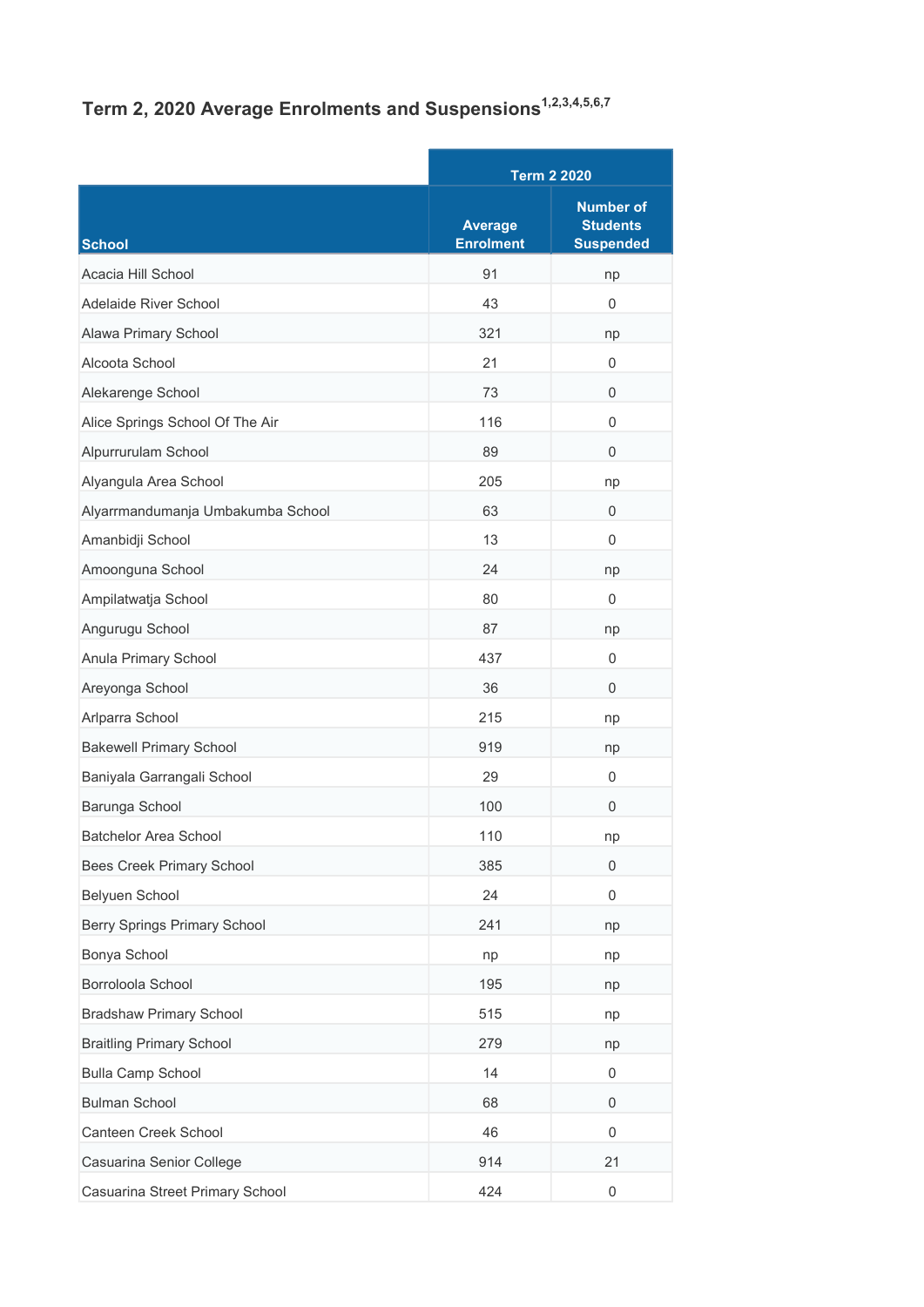## Term 2, 2020 Average Enrolments and Suspensions[1,2,3,4,5,6,7]

| | Term 2 2020 | |
|---|---|---|
| School | Average Enrolment | Number of Students Suspended |
| Acacia Hill School | 91 | np |
| Adelaide River School | 43 | 0 |
| Alawa Primary School | 321 | np |
| Alcoota School | 21 | 0 |
| Alekarenge School | 73 | 0 |
| Alice Springs School Of The Air | 116 | 0 |
| Alpurrurulam School | 89 | 0 |
| Alyangula Area School | 205 | np |
| Alyarrmandumanja Umbakumba School | 63 | 0 |
| Amanbidji School | 13 | 0 |
| Amoonguna School | 24 | np |
| Ampilatwatja School | 80 | 0 |
| Angurugu School | 87 | np |
| Anula Primary School | 437 | 0 |
| Areyonga School | 36 | 0 |
| Arlparra School | 215 | np |
| Bakewell Primary School | 919 | np |
| Baniyala Garrangali School | 29 | 0 |
| Barunga School | 100 | 0 |
| Batchelor Area School | 110 | np |
| Bees Creek Primary School | 385 | 0 |
| Belyuen School | 24 | 0 |
| Berry Springs Primary School | 241 | np |
| Bonya School | np | np |
| Borroloola School | 195 | np |
| Bradshaw Primary School | 515 | np |
| Braitling Primary School | 279 | np |
| Bulla Camp School | 14 | 0 |
| Bulman School | 68 | 0 |
| Canteen Creek School | 46 | 0 |
| Casuarina Senior College | 914 | 21 |
| Casuarina Street Primary School | 424 | 0 |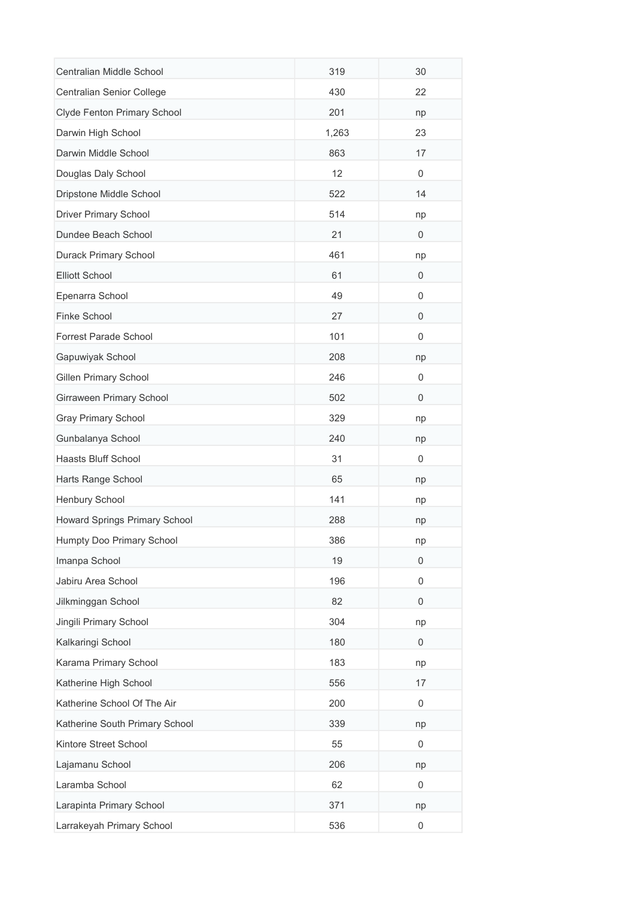| | | |
|---|---|---|
| Centralian Middle School | 319 | 30 |
| Centralian Senior College | 430 | 22 |
| Clyde Fenton Primary School | 201 | np |
| Darwin High School | 1,263 | 23 |
| Darwin Middle School | 863 | 17 |
| Douglas Daly School | 12 | 0 |
| Dripstone Middle School | 522 | 14 |
| Driver Primary School | 514 | np |
| Dundee Beach School | 21 | 0 |
| Durack Primary School | 461 | np |
| Elliott School | 61 | 0 |
| Epenarra School | 49 | 0 |
| Finke School | 27 | 0 |
| Forrest Parade School | 101 | 0 |
| Gapuwiyak School | 208 | np |
| Gillen Primary School | 246 | 0 |
| Girraween Primary School | 502 | 0 |
| Gray Primary School | 329 | np |
| Gunbalanya School | 240 | np |
| Haasts Bluff School | 31 | 0 |
| Harts Range School | 65 | np |
| Henbury School | 141 | np |
| Howard Springs Primary School | 288 | np |
| Humpty Doo Primary School | 386 | np |
| Imanpa School | 19 | 0 |
| Jabiru Area School | 196 | 0 |
| Jilkminggan School | 82 | 0 |
| Jingili Primary School | 304 | np |
| Kalkaringi School | 180 | 0 |
| Karama Primary School | 183 | np |
| Katherine High School | 556 | 17 |
| Katherine School Of The Air | 200 | 0 |
| Katherine South Primary School | 339 | np |
| Kintore Street School | 55 | 0 |
| Lajamanu School | 206 | np |
| Laramba School | 62 | 0 |
| Larapinta Primary School | 371 | np |
| Larrakeyah Primary School | 536 | 0 |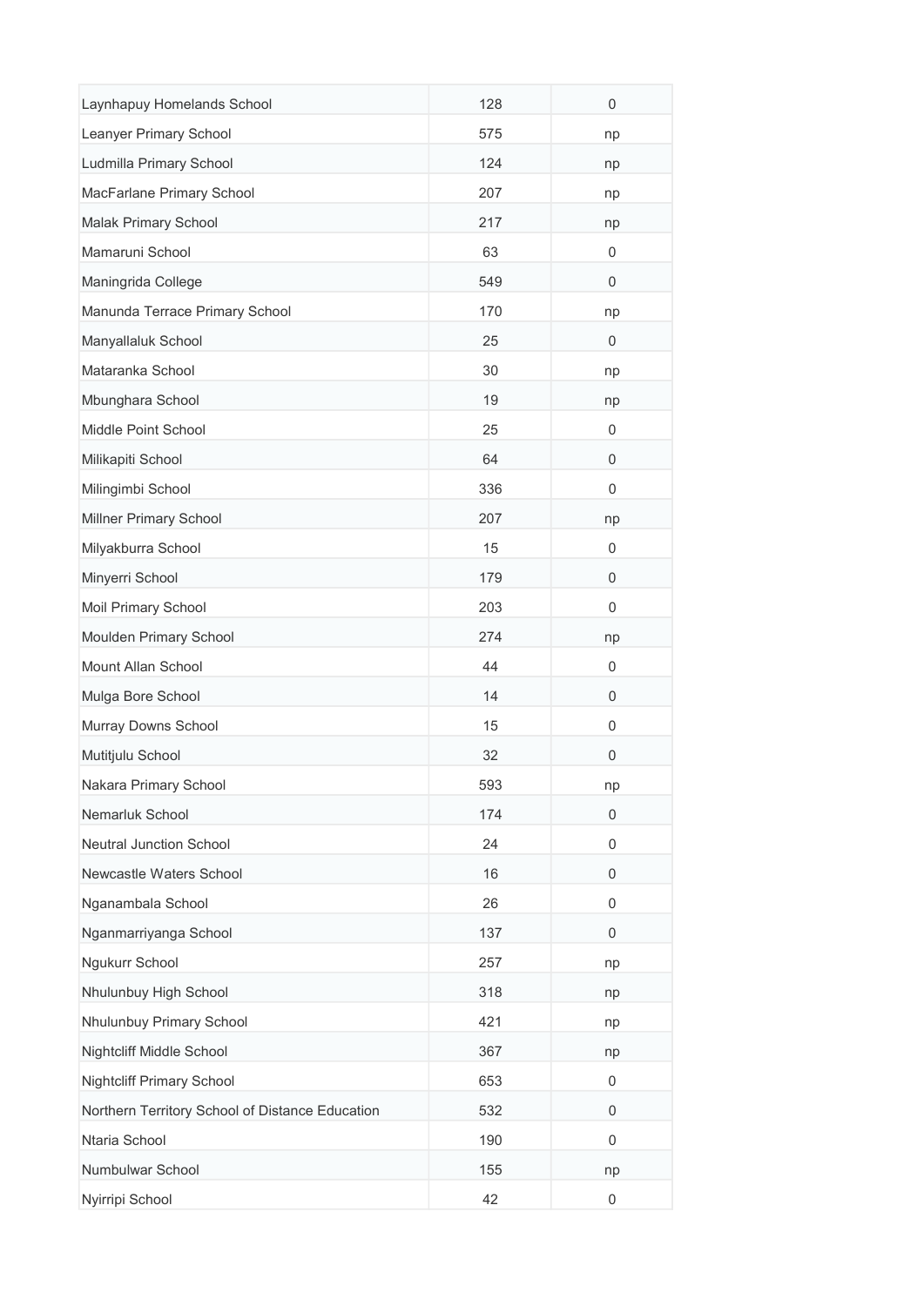| | | |
|---|---|---|
| Laynhapuy Homelands School | 128 | 0 |
| Leanyer Primary School | 575 | np |
| Ludmilla Primary School | 124 | np |
| MacFarlane Primary School | 207 | np |
| Malak Primary School | 217 | np |
| Mamaruni School | 63 | 0 |
| Maningrida College | 549 | 0 |
| Manunda Terrace Primary School | 170 | np |
| Manyallaluk School | 25 | 0 |
| Mataranka School | 30 | np |
| Mbunghara School | 19 | np |
| Middle Point School | 25 | 0 |
| Milikapiti School | 64 | 0 |
| Milingimbi School | 336 | 0 |
| Millner Primary School | 207 | np |
| Milyakburra School | 15 | 0 |
| Minyerri School | 179 | 0 |
| Moil Primary School | 203 | 0 |
| Moulden Primary School | 274 | np |
| Mount Allan School | 44 | 0 |
| Mulga Bore School | 14 | 0 |
| Murray Downs School | 15 | 0 |
| Mutitjulu School | 32 | 0 |
| Nakara Primary School | 593 | np |
| Nemarluk School | 174 | 0 |
| Neutral Junction School | 24 | 0 |
| Newcastle Waters School | 16 | 0 |
| Nganambala School | 26 | 0 |
| Nganmarriyanga School | 137 | 0 |
| Ngukurr School | 257 | np |
| Nhulunbuy High School | 318 | np |
| Nhulunbuy Primary School | 421 | np |
| Nightcliff Middle School | 367 | np |
| Nightcliff Primary School | 653 | 0 |
| Northern Territory School of Distance Education | 532 | 0 |
| Ntaria School | 190 | 0 |
| Numbulwar School | 155 | np |
| Nyirripi School | 42 | 0 |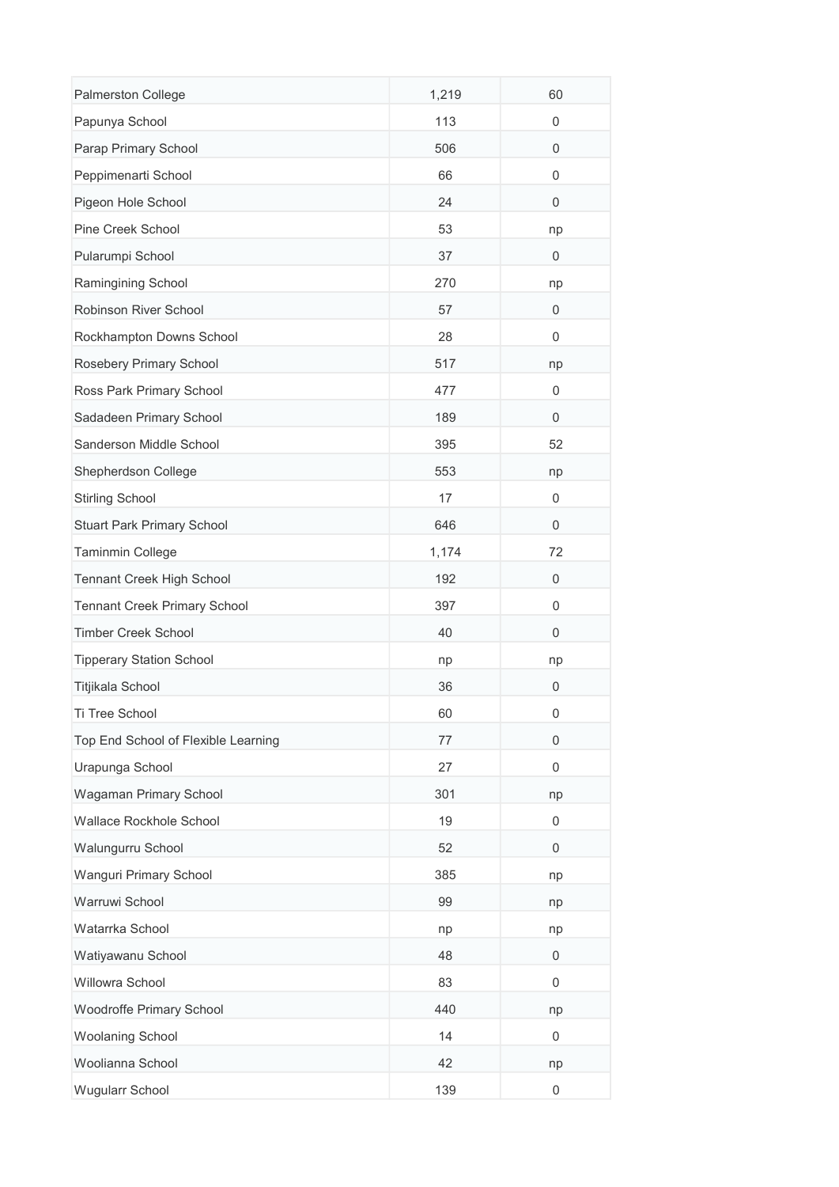| | | |
|---|---|---|
| Palmerston College | 1,219 | 60 |
| Papunya School | 113 | 0 |
| Parap Primary School | 506 | 0 |
| Peppimenarti School | 66 | 0 |
| Pigeon Hole School | 24 | 0 |
| Pine Creek School | 53 | np |
| Pularumpi School | 37 | 0 |
| Ramingining School | 270 | np |
| Robinson River School | 57 | 0 |
| Rockhampton Downs School | 28 | 0 |
| Rosebery Primary School | 517 | np |
| Ross Park Primary School | 477 | 0 |
| Sadadeen Primary School | 189 | 0 |
| Sanderson Middle School | 395 | 52 |
| Shepherdson College | 553 | np |
| Stirling School | 17 | 0 |
| Stuart Park Primary School | 646 | 0 |
| Taminmin College | 1,174 | 72 |
| Tennant Creek High School | 192 | 0 |
| Tennant Creek Primary School | 397 | 0 |
| Timber Creek School | 40 | 0 |
| Tipperary Station School | np | np |
| Titjikala School | 36 | 0 |
| Ti Tree School | 60 | 0 |
| Top End School of Flexible Learning | 77 | 0 |
| Urapunga School | 27 | 0 |
| Wagaman Primary School | 301 | np |
| Wallace Rockhole School | 19 | 0 |
| Walungurru School | 52 | 0 |
| Wanguri Primary School | 385 | np |
| Warruwi School | 99 | np |
| Watarrka School | np | np |
| Watiyawanu School | 48 | 0 |
| Willowra School | 83 | 0 |
| Woodroffe Primary School | 440 | np |
| Woolaning School | 14 | 0 |
| Woolianna School | 42 | np |
| Wugularr School | 139 | 0 |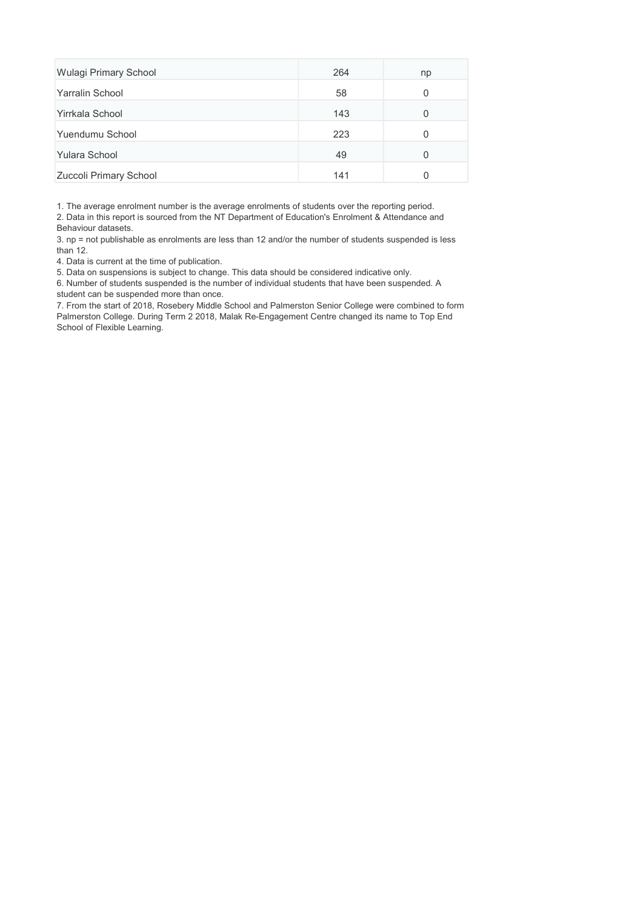| | | |
|---|---|---|
| Wulagi Primary School | 264 | np |
| Yarralin School | 58 | 0 |
| Yirrkala School | 143 | 0 |
| Yuendumu School | 223 | 0 |
| Yulara School | 49 | 0 |
| Zuccoli Primary School | 141 | 0 |

1. The average enrolment number is the average enrolments of students over the reporting period.
2. Data in this report is sourced from the NT Department of Education's Enrolment & Attendance and Behaviour datasets.
3. np = not publishable as enrolments are less than 12 and/or the number of students suspended is less than 12.
4. Data is current at the time of publication.
5. Data on suspensions is subject to change. This data should be considered indicative only.
6. Number of students suspended is the number of individual students that have been suspended. A student can be suspended more than once.
7. From the start of 2018, Rosebery Middle School and Palmerston Senior College were combined to form Palmerston College. During Term 2 2018, Malak Re-Engagement Centre changed its name to Top End School of Flexible Learning.